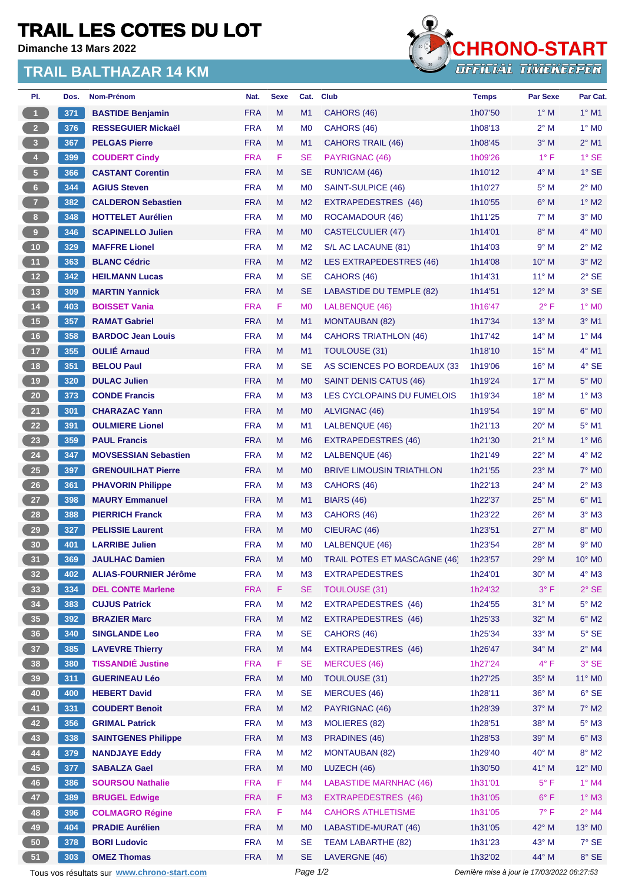# TRAIL LES COTES DU LOT

**Dimanche 13 Mars 2022**

## TRAIL BALTHAZAR 14 KM

CHRONO-START OFFICIAL TIMEKEEPER

| Pl. | Dos. | Nom-Prénom | Nat. | Sexe | Cat. | Club | Temps | Par Sexe | Par Cat. |
|---|---|---|---|---|---|---|---|---|---|
| 1 | 371 | BASTIDE Benjamin | FRA | M | M1 | CAHORS (46) | 1h07'50 | 1° M | 1° M1 |
| 2 | 376 | RESSEGUIER Mickaël | FRA | M | M0 | CAHORS (46) | 1h08'13 | 2° M | 1° M0 |
| 3 | 367 | PELGAS Pierre | FRA | M | M1 | CAHORS TRAIL (46) | 1h08'45 | 3° M | 2° M1 |
| 4 | 399 | COUDERT Cindy | FRA | F | SE | PAYRIGNAC (46) | 1h09'26 | 1° F | 1° SE |
| 5 | 366 | CASTANT Corentin | FRA | M | SE | RUN'ICAM (46) | 1h10'12 | 4° M | 1° SE |
| 6 | 344 | AGIUS Steven | FRA | M | M0 | SAINT-SULPICE (46) | 1h10'27 | 5° M | 2° M0 |
| 7 | 382 | CALDERON Sebastien | FRA | M | M2 | EXTRAPEDESTRES (46) | 1h10'55 | 6° M | 1° M2 |
| 8 | 348 | HOTTELET Aurélien | FRA | M | M0 | ROCAMADOUR (46) | 1h11'25 | 7° M | 3° M0 |
| 9 | 346 | SCAPINELLO Julien | FRA | M | M0 | CASTELCULIER (47) | 1h14'01 | 8° M | 4° M0 |
| 10 | 329 | MAFFRE Lionel | FRA | M | M2 | S/L AC LACAUNE (81) | 1h14'03 | 9° M | 2° M2 |
| 11 | 363 | BLANC Cédric | FRA | M | M2 | LES EXTRAPEDESTRES (46) | 1h14'08 | 10° M | 3° M2 |
| 12 | 342 | HEILMANN Lucas | FRA | M | SE | CAHORS (46) | 1h14'31 | 11° M | 2° SE |
| 13 | 309 | MARTIN Yannick | FRA | M | SE | LABASTIDE DU TEMPLE (82) | 1h14'51 | 12° M | 3° SE |
| 14 | 403 | BOISSET Vania | FRA | F | M0 | LALBENQUE (46) | 1h16'47 | 2° F | 1° M0 |
| 15 | 357 | RAMAT Gabriel | FRA | M | M1 | MONTAUBAN (82) | 1h17'34 | 13° M | 3° M1 |
| 16 | 358 | BARDOC Jean Louis | FRA | M | M4 | CAHORS TRIATHLON (46) | 1h17'42 | 14° M | 1° M4 |
| 17 | 355 | OULIÉ Arnaud | FRA | M | M1 | TOULOUSE (31) | 1h18'10 | 15° M | 4° M1 |
| 18 | 351 | BELOU Paul | FRA | M | SE | AS SCIENCES PO BORDEAUX (33 | 1h19'06 | 16° M | 4° SE |
| 19 | 320 | DULAC Julien | FRA | M | M0 | SAINT DENIS CATUS (46) | 1h19'24 | 17° M | 5° M0 |
| 20 | 373 | CONDE Francis | FRA | M | M3 | LES CYCLOPAINS DU FUMELOIS | 1h19'34 | 18° M | 1° M3 |
| 21 | 301 | CHARAZAC Yann | FRA | M | M0 | ALVIGNAC (46) | 1h19'54 | 19° M | 6° M0 |
| 22 | 391 | OULMIERE Lionel | FRA | M | M1 | LALBENQUE (46) | 1h21'13 | 20° M | 5° M1 |
| 23 | 359 | PAUL Francis | FRA | M | M6 | EXTRAPEDESTRES (46) | 1h21'30 | 21° M | 1° M6 |
| 24 | 347 | MOVSESSIAN Sebastien | FRA | M | M2 | LALBENQUE (46) | 1h21'49 | 22° M | 4° M2 |
| 25 | 397 | GRENOUILHAT Pierre | FRA | M | M0 | BRIVE LIMOUSIN TRIATHLON | 1h21'55 | 23° M | 7° M0 |
| 26 | 361 | PHAVORIN Philippe | FRA | M | M3 | CAHORS (46) | 1h22'13 | 24° M | 2° M3 |
| 27 | 398 | MAURY Emmanuel | FRA | M | M1 | BIARS (46) | 1h22'37 | 25° M | 6° M1 |
| 28 | 388 | PIERRICH Franck | FRA | M | M3 | CAHORS (46) | 1h23'22 | 26° M | 3° M3 |
| 29 | 327 | PELISSIE Laurent | FRA | M | M0 | CIEURAC (46) | 1h23'51 | 27° M | 8° M0 |
| 30 | 401 | LARRIBE Julien | FRA | M | M0 | LALBENQUE (46) | 1h23'54 | 28° M | 9° M0 |
| 31 | 369 | JAULHAC Damien | FRA | M | M0 | TRAIL POTES ET MASCAGNE (46) | 1h23'57 | 29° M | 10° M0 |
| 32 | 402 | ALIAS-FOURNIER Jérôme | FRA | M | M3 | EXTRAPEDESTRES | 1h24'01 | 30° M | 4° M3 |
| 33 | 334 | DEL CONTE Marlene | FRA | F | SE | TOULOUSE (31) | 1h24'32 | 3° F | 2° SE |
| 34 | 383 | CUJUS Patrick | FRA | M | M2 | EXTRAPEDESTRES (46) | 1h24'55 | 31° M | 5° M2 |
| 35 | 392 | BRAZIER Marc | FRA | M | M2 | EXTRAPEDESTRES (46) | 1h25'33 | 32° M | 6° M2 |
| 36 | 340 | SINGLANDE Leo | FRA | M | SE | CAHORS (46) | 1h25'34 | 33° M | 5° SE |
| 37 | 385 | LAVEVRE Thierry | FRA | M | M4 | EXTRAPEDESTRES (46) | 1h26'47 | 34° M | 2° M4 |
| 38 | 380 | TISSANDIÉ Justine | FRA | F | SE | MERCUES (46) | 1h27'24 | 4° F | 3° SE |
| 39 | 311 | GUERINEAU Léo | FRA | M | M0 | TOULOUSE (31) | 1h27'25 | 35° M | 11° M0 |
| 40 | 400 | HEBERT David | FRA | M | SE | MERCUES (46) | 1h28'11 | 36° M | 6° SE |
| 41 | 331 | COUDERT Benoit | FRA | M | M2 | PAYRIGNAC (46) | 1h28'39 | 37° M | 7° M2 |
| 42 | 356 | GRIMAL Patrick | FRA | M | M3 | MOLIERES (82) | 1h28'51 | 38° M | 5° M3 |
| 43 | 338 | SAINTGENES Philippe | FRA | M | M3 | PRADINES (46) | 1h28'53 | 39° M | 6° M3 |
| 44 | 379 | NANDJAYE Eddy | FRA | M | M2 | MONTAUBAN (82) | 1h29'40 | 40° M | 8° M2 |
| 45 | 377 | SABALZA Gael | FRA | M | M0 | LUZECH (46) | 1h30'50 | 41° M | 12° M0 |
| 46 | 386 | SOURSOU Nathalie | FRA | F | M4 | LABASTIDE MARNHAC (46) | 1h31'01 | 5° F | 1° M4 |
| 47 | 389 | BRUGEL Edwige | FRA | F | M3 | EXTRAPEDESTRES (46) | 1h31'05 | 6° F | 1° M3 |
| 48 | 396 | COLMAGRO Régine | FRA | F | M4 | CAHORS ATHLETISME | 1h31'05 | 7° F | 2° M4 |
| 49 | 404 | PRADIE Aurélien | FRA | M | M0 | LABASTIDE-MURAT (46) | 1h31'05 | 42° M | 13° M0 |
| 50 | 378 | BORI Ludovic | FRA | M | SE | TEAM LABARTHE (82) | 1h31'23 | 43° M | 7° SE |
| 51 | 303 | OMEZ Thomas | FRA | M | SE | LAVERGNE (46) | 1h32'02 | 44° M | 8° SE |

Tous vos résultats sur www.chrono-start.com

*Dernière mise à jour le 17/03/2022 08:27:53*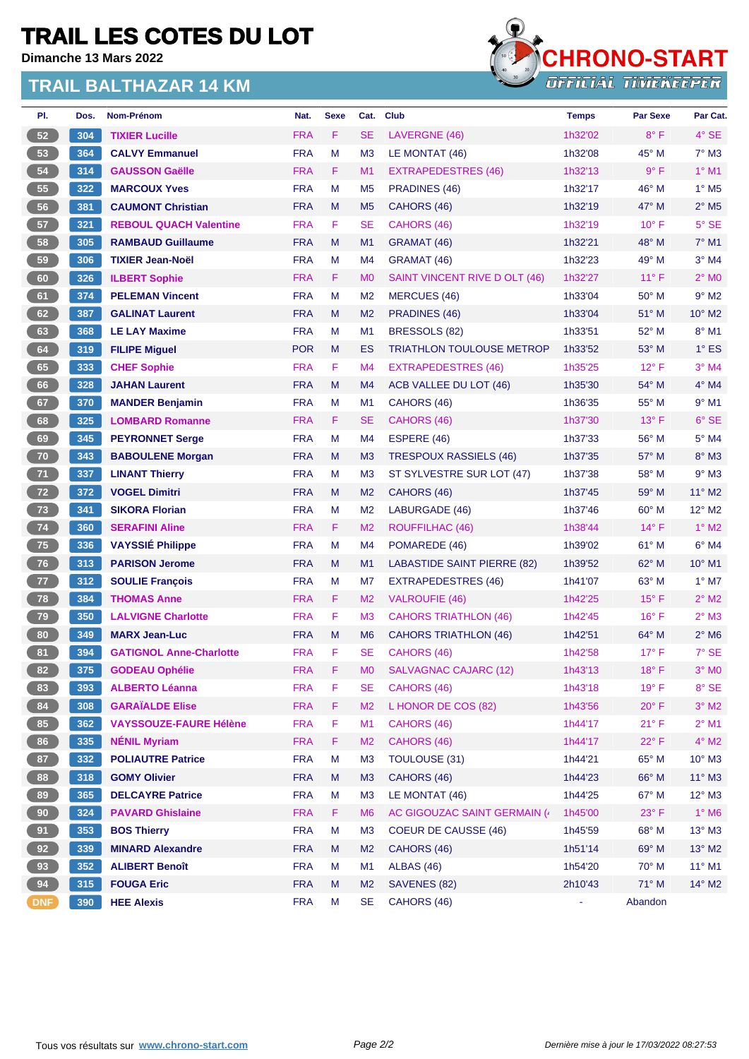# TRAIL LES COTES DU LOT

**Dimanche 13 Mars 2022**

## TRAIL BALTHAZAR 14 KM

CHRONO-START
OFFICIAL TIMEKEEPER

| Pl. | Dos. | Nom-Prénom | Nat. | Sexe | Cat. | Club | Temps | Par Sexe | Par Cat. |
|---|---|---|---|---|---|---|---|---|---|
| 52 | 304 | TIXIER Lucille | FRA | F | SE | LAVERGNE (46) | 1h32'02 | 8° F | 4° SE |
| 53 | 364 | CALVY Emmanuel | FRA | M | M3 | LE MONTAT (46) | 1h32'08 | 45° M | 7° M3 |
| 54 | 314 | GAUSSON Gaëlle | FRA | F | M1 | EXTRAPEDESTRES (46) | 1h32'13 | 9° F | 1° M1 |
| 55 | 322 | MARCOUX Yves | FRA | M | M5 | PRADINES (46) | 1h32'17 | 46° M | 1° M5 |
| 56 | 381 | CAUMONT Christian | FRA | M | M5 | CAHORS (46) | 1h32'19 | 47° M | 2° M5 |
| 57 | 321 | REBOUL QUACH Valentine | FRA | F | SE | CAHORS (46) | 1h32'19 | 10° F | 5° SE |
| 58 | 305 | RAMBAUD Guillaume | FRA | M | M1 | GRAMAT (46) | 1h32'21 | 48° M | 7° M1 |
| 59 | 306 | TIXIER Jean-Noël | FRA | M | M4 | GRAMAT (46) | 1h32'23 | 49° M | 3° M4 |
| 60 | 326 | ILBERT Sophie | FRA | F | M0 | SAINT VINCENT RIVE D OLT (46) | 1h32'27 | 11° F | 2° M0 |
| 61 | 374 | PELEMAN Vincent | FRA | M | M2 | MERCUES (46) | 1h33'04 | 50° M | 9° M2 |
| 62 | 387 | GALINAT Laurent | FRA | M | M2 | PRADINES (46) | 1h33'04 | 51° M | 10° M2 |
| 63 | 368 | LE LAY Maxime | FRA | M | M1 | BRESSOLS (82) | 1h33'51 | 52° M | 8° M1 |
| 64 | 319 | FILIPE Miguel | POR | M | ES | TRIATHLON TOULOUSE METROP | 1h33'52 | 53° M | 1° ES |
| 65 | 333 | CHEF Sophie | FRA | F | M4 | EXTRAPEDESTRES (46) | 1h35'25 | 12° F | 3° M4 |
| 66 | 328 | JAHAN Laurent | FRA | M | M4 | ACB VALLEE DU LOT (46) | 1h35'30 | 54° M | 4° M4 |
| 67 | 370 | MANDER Benjamin | FRA | M | M1 | CAHORS (46) | 1h36'35 | 55° M | 9° M1 |
| 68 | 325 | LOMBARD Romanne | FRA | F | SE | CAHORS (46) | 1h37'30 | 13° F | 6° SE |
| 69 | 345 | PEYRONNET Serge | FRA | M | M4 | ESPERE (46) | 1h37'33 | 56° M | 5° M4 |
| 70 | 343 | BABOULENE Morgan | FRA | M | M3 | TRESPOUX RASSIELS (46) | 1h37'35 | 57° M | 8° M3 |
| 71 | 337 | LINANT Thierry | FRA | M | M3 | ST SYLVESTRE SUR LOT (47) | 1h37'38 | 58° M | 9° M3 |
| 72 | 372 | VOGEL Dimitri | FRA | M | M2 | CAHORS (46) | 1h37'45 | 59° M | 11° M2 |
| 73 | 341 | SIKORA Florian | FRA | M | M2 | LABURGADE (46) | 1h37'46 | 60° M | 12° M2 |
| 74 | 360 | SERAFINI Aline | FRA | F | M2 | ROUFFILHAC (46) | 1h38'44 | 14° F | 1° M2 |
| 75 | 336 | VAYSSIÉ Philippe | FRA | M | M4 | POMAREDE (46) | 1h39'02 | 61° M | 6° M4 |
| 76 | 313 | PARISON Jerome | FRA | M | M1 | LABASTIDE SAINT PIERRE (82) | 1h39'52 | 62° M | 10° M1 |
| 77 | 312 | SOULIE François | FRA | M | M7 | EXTRAPEDESTRES (46) | 1h41'07 | 63° M | 1° M7 |
| 78 | 384 | THOMAS Anne | FRA | F | M2 | VALROUFIE (46) | 1h42'25 | 15° F | 2° M2 |
| 79 | 350 | LALVIGNE Charlotte | FRA | F | M3 | CAHORS TRIATHLON (46) | 1h42'45 | 16° F | 2° M3 |
| 80 | 349 | MARX Jean-Luc | FRA | M | M6 | CAHORS TRIATHLON (46) | 1h42'51 | 64° M | 2° M6 |
| 81 | 394 | GATIGNOL Anne-Charlotte | FRA | F | SE | CAHORS (46) | 1h42'58 | 17° F | 7° SE |
| 82 | 375 | GODEAU Ophélie | FRA | F | M0 | SALVAGNAC CAJARC (12) | 1h43'13 | 18° F | 3° M0 |
| 83 | 393 | ALBERTO Léanna | FRA | F | SE | CAHORS (46) | 1h43'18 | 19° F | 8° SE |
| 84 | 308 | GARAÏALDE Elise | FRA | F | M2 | L HONOR DE COS (82) | 1h43'56 | 20° F | 3° M2 |
| 85 | 362 | VAYSSOUZE-FAURE Hélène | FRA | F | M1 | CAHORS (46) | 1h44'17 | 21° F | 2° M1 |
| 86 | 335 | NÉNIL Myriam | FRA | F | M2 | CAHORS (46) | 1h44'17 | 22° F | 4° M2 |
| 87 | 332 | POLIAUTRE Patrice | FRA | M | M3 | TOULOUSE (31) | 1h44'21 | 65° M | 10° M3 |
| 88 | 318 | GOMY Olivier | FRA | M | M3 | CAHORS (46) | 1h44'23 | 66° M | 11° M3 |
| 89 | 365 | DELCAYRE Patrice | FRA | M | M3 | LE MONTAT (46) | 1h44'25 | 67° M | 12° M3 |
| 90 | 324 | PAVARD Ghislaine | FRA | F | M6 | AC GIGOUZAC SAINT GERMAIN (4 | 1h45'00 | 23° F | 1° M6 |
| 91 | 353 | BOS Thierry | FRA | M | M3 | COEUR DE CAUSSE (46) | 1h45'59 | 68° M | 13° M3 |
| 92 | 339 | MINARD Alexandre | FRA | M | M2 | CAHORS (46) | 1h51'14 | 69° M | 13° M2 |
| 93 | 352 | ALIBERT Benoît | FRA | M | M1 | ALBAS (46) | 1h54'20 | 70° M | 11° M1 |
| 94 | 315 | FOUGA Eric | FRA | M | M2 | SAVENES (82) | 2h10'43 | 71° M | 14° M2 |
| DNF | 390 | HEE Alexis | FRA | M | SE | CAHORS (46) | - | Abandon | |

Tous vos résultats sur www.chrono-start.com

*Dernière mise à jour le 17/03/2022 08:27:53*